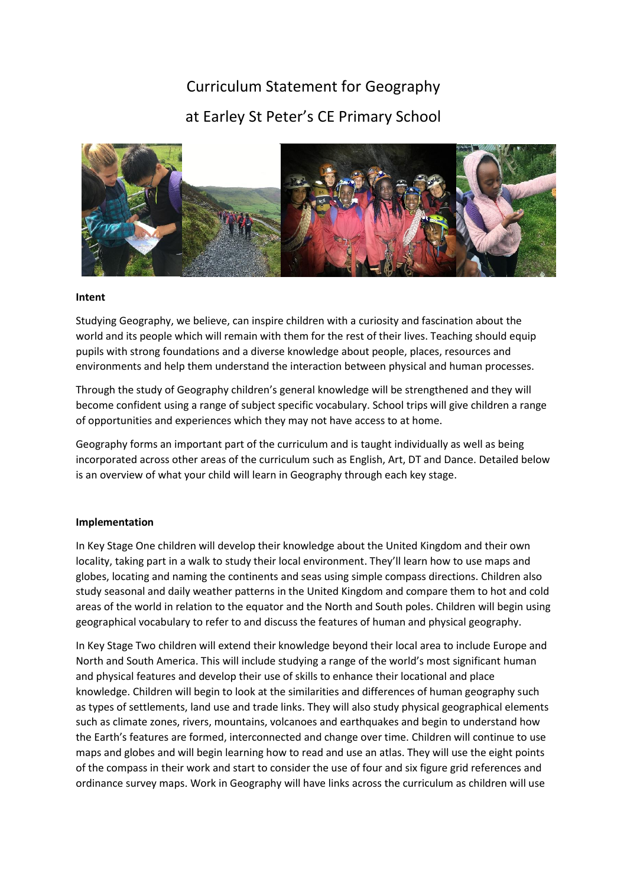# Curriculum Statement for Geography

# at Earley St Peter's CE Primary School

**Intent**

Studying Geography, we believe, can inspire children with a curiosity and fascination about the world and its people which will remain with them for the rest of their lives. Teaching should equip pupils with strong foundations and a diverse knowledge about people, places, resources and environments and help them understand the interaction between physical and human processes.

Through the study of Geography children's general knowledge will be strengthened and they will become confident using a range of subject specific vocabulary. School trips will give children a range of opportunities and experiences which they may not have access to at home.

Geography forms an important part of the curriculum and is taught individually as well as being incorporated across other areas of the curriculum such as English, Art, DT and Dance. Detailed below is an overview of what your child will learn in Geography through each key stage.

**Implementation**

In Key Stage One children will develop their knowledge about the United Kingdom and their own locality, taking part in a walk to study their local environment. They'll learn how to use maps and globes, locating and naming the continents and seas using simple compass directions. Children also study seasonal and daily weather patterns in the United Kingdom and compare them to hot and cold areas of the world in relation to the equator and the North and South poles. Children will begin using geographical vocabulary to refer to and discuss the features of human and physical geography.

In Key Stage Two children will extend their knowledge beyond their local area to include Europe and North and South America. This will include studying a range of the world's most significant human and physical features and develop their use of skills to enhance their locational and place knowledge. Children will begin to look at the similarities and differences of human geography such as types of settlements, land use and trade links. They will also study physical geographical elements such as climate zones, rivers, mountains, volcanoes and earthquakes and begin to understand how the Earth's features are formed, interconnected and change over time. Children will continue to use maps and globes and will begin learning how to read and use an atlas. They will use the eight points of the compass in their work and start to consider the use of four and six figure grid references and ordinance survey maps. Work in Geography will have links across the curriculum as children will use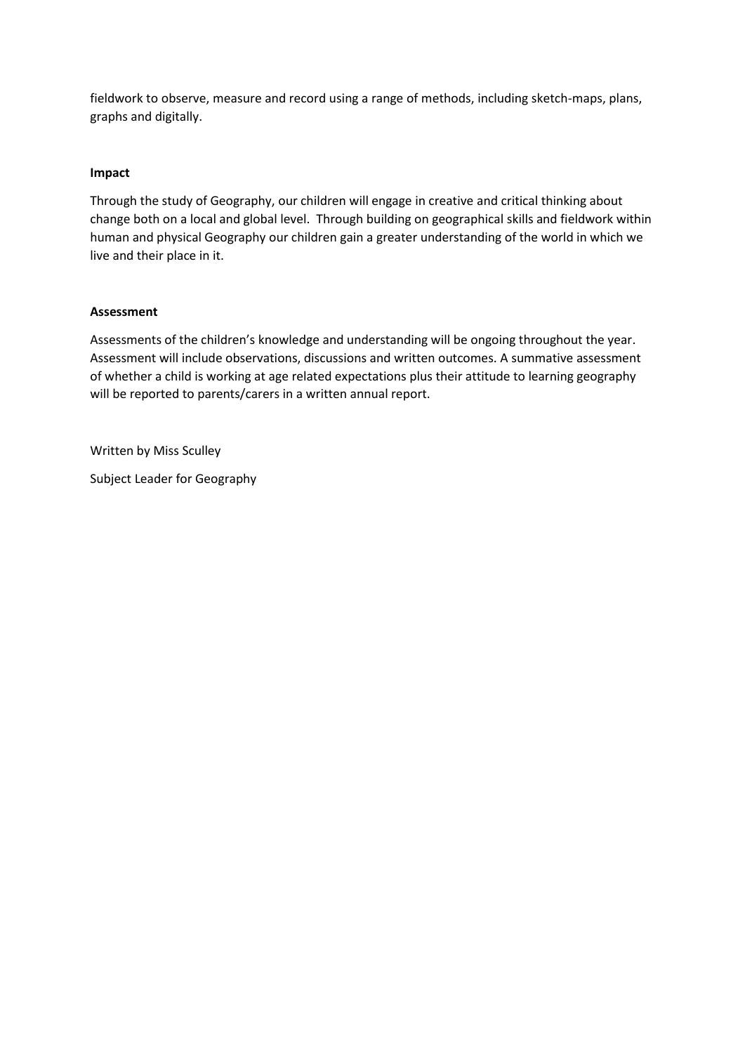fieldwork to observe, measure and record using a range of methods, including sketch-maps, plans, graphs and digitally.

**Impact**

Through the study of Geography, our children will engage in creative and critical thinking about change both on a local and global level. Through building on geographical skills and fieldwork within human and physical Geography our children gain a greater understanding of the world in which we live and their place in it.

**Assessment**

Assessments of the children's knowledge and understanding will be ongoing throughout the year. Assessment will include observations, discussions and written outcomes. A summative assessment of whether a child is working at age related expectations plus their attitude to learning geography will be reported to parents/carers in a written annual report.

Written by Miss Sculley

Subject Leader for Geography